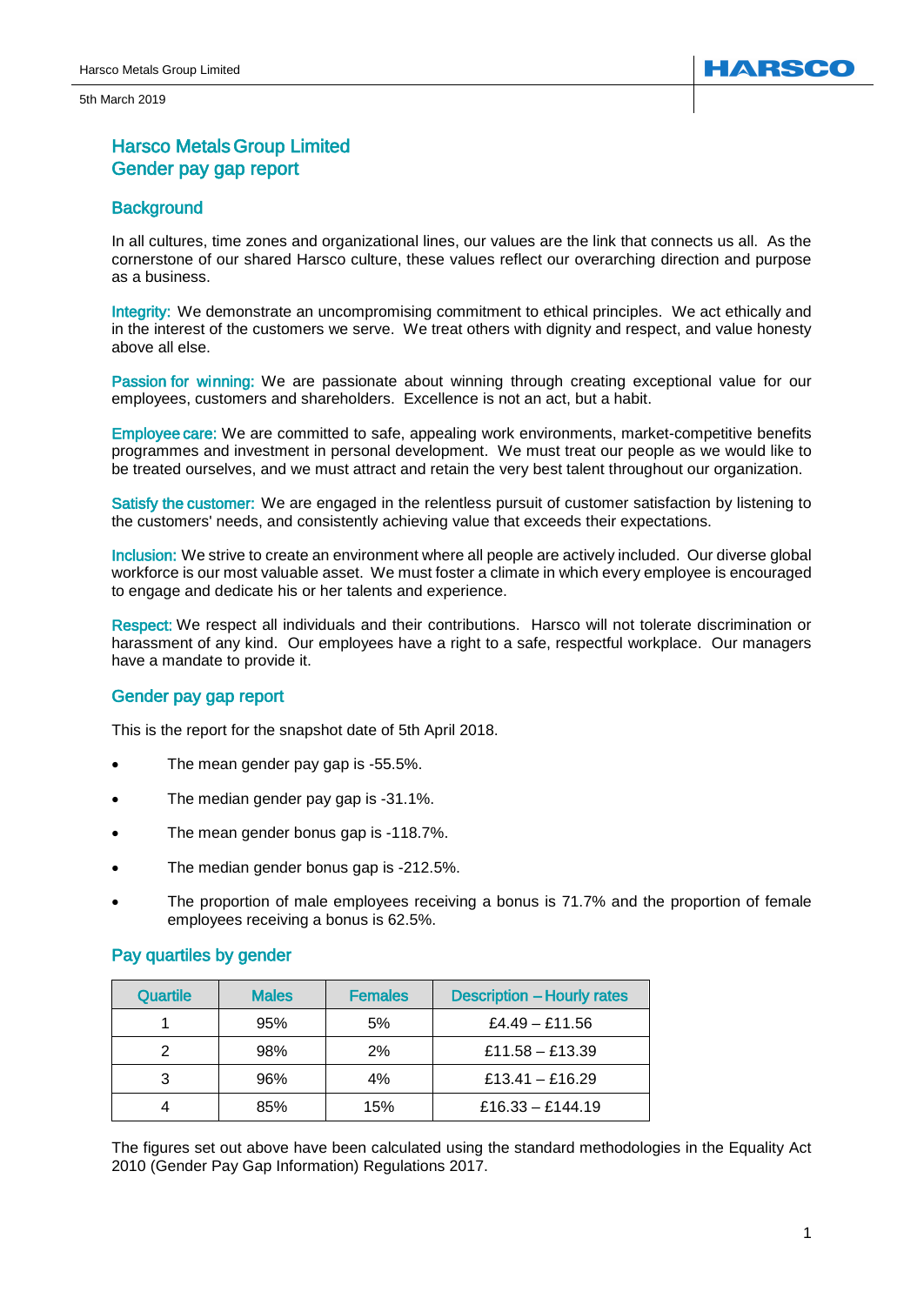# Harsco Metals Group Limited
# Gender pay gap report

## Background

In all cultures, time zones and organizational lines, our values are the link that connects us all. As the cornerstone of our shared Harsco culture, these values reflect our overarching direction and purpose as a business.

Integrity: We demonstrate an uncompromising commitment to ethical principles. We act ethically and in the interest of the customers we serve. We treat others with dignity and respect, and value honesty above all else.

Passion for winning: We are passionate about winning through creating exceptional value for our employees, customers and shareholders. Excellence is not an act, but a habit.

Employee care: We are committed to safe, appealing work environments, market-competitive benefits programmes and investment in personal development. We must treat our people as we would like to be treated ourselves, and we must attract and retain the very best talent throughout our organization.

Satisfy the customer: We are engaged in the relentless pursuit of customer satisfaction by listening to the customers' needs, and consistently achieving value that exceeds their expectations.

Inclusion: We strive to create an environment where all people are actively included. Our diverse global workforce is our most valuable asset. We must foster a climate in which every employee is encouraged to engage and dedicate his or her talents and experience.

Respect: We respect all individuals and their contributions. Harsco will not tolerate discrimination or harassment of any kind. Our employees have a right to a safe, respectful workplace. Our managers have a mandate to provide it.

## Gender pay gap report

This is the report for the snapshot date of 5th April 2018.

- The mean gender pay gap is -55.5%.
- The median gender pay gap is -31.1%.
- The mean gender bonus gap is -118.7%.
- The median gender bonus gap is -212.5%.
- The proportion of male employees receiving a bonus is 71.7% and the proportion of female employees receiving a bonus is 62.5%.

## Pay quartiles by gender

| Quartile | Males | Females | Description – Hourly rates |
|---|---|---|---|
| 1 | 95% | 5% | £4.49 – £11.56 |
| 2 | 98% | 2% | £11.58 – £13.39 |
| 3 | 96% | 4% | £13.41 – £16.29 |
| 4 | 85% | 15% | £16.33 – £144.19 |

The figures set out above have been calculated using the standard methodologies in the Equality Act 2010 (Gender Pay Gap Information) Regulations 2017.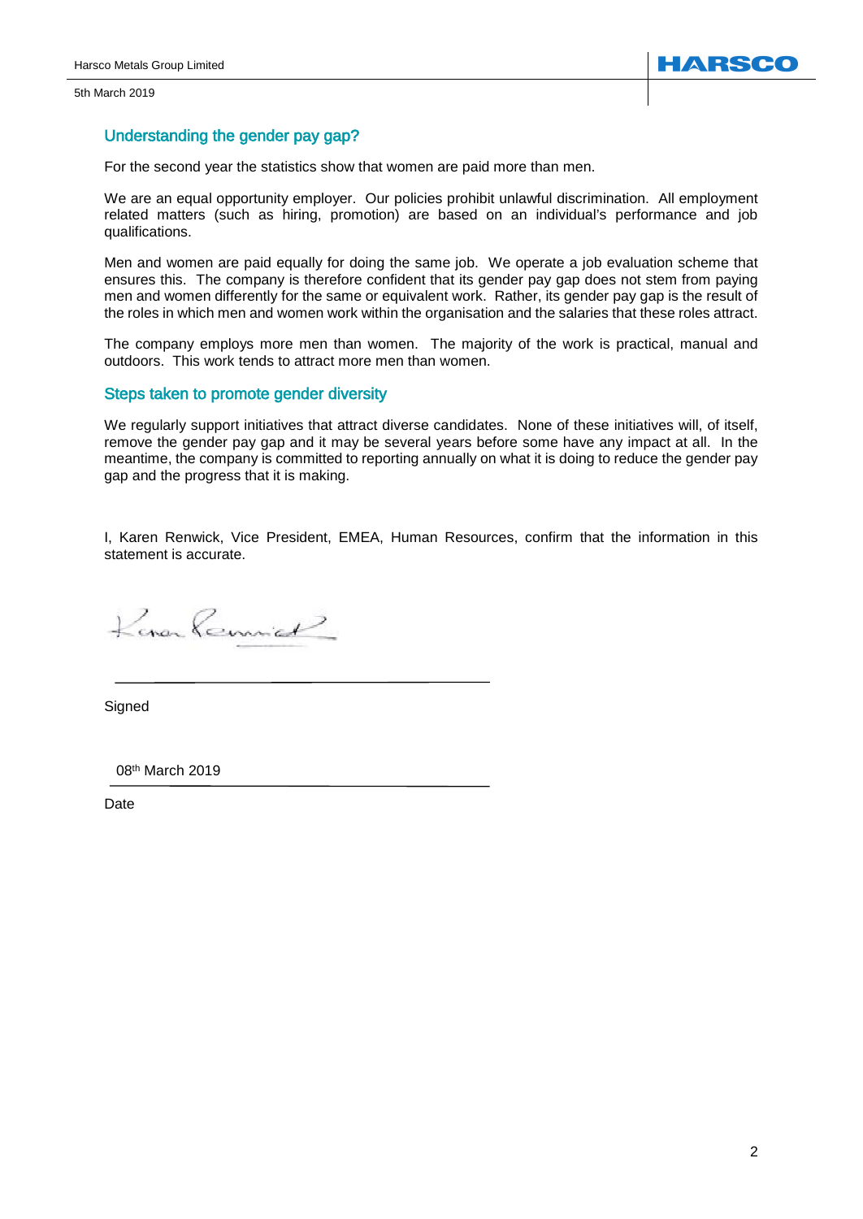## Understanding the gender pay gap?

For the second year the statistics show that women are paid more than men.

We are an equal opportunity employer. Our policies prohibit unlawful discrimination. All employment related matters (such as hiring, promotion) are based on an individual's performance and job qualifications.

Men and women are paid equally for doing the same job. We operate a job evaluation scheme that ensures this. The company is therefore confident that its gender pay gap does not stem from paying men and women differently for the same or equivalent work. Rather, its gender pay gap is the result of the roles in which men and women work within the organisation and the salaries that these roles attract.

The company employs more men than women. The majority of the work is practical, manual and outdoors. This work tends to attract more men than women.

## Steps taken to promote gender diversity

We regularly support initiatives that attract diverse candidates. None of these initiatives will, of itself, remove the gender pay gap and it may be several years before some have any impact at all. In the meantime, the company is committed to reporting annually on what it is doing to reduce the gender pay gap and the progress that it is making.

I, Karen Renwick, Vice President, EMEA, Human Resources, confirm that the information in this statement is accurate.

Signed

08th March 2019

Date